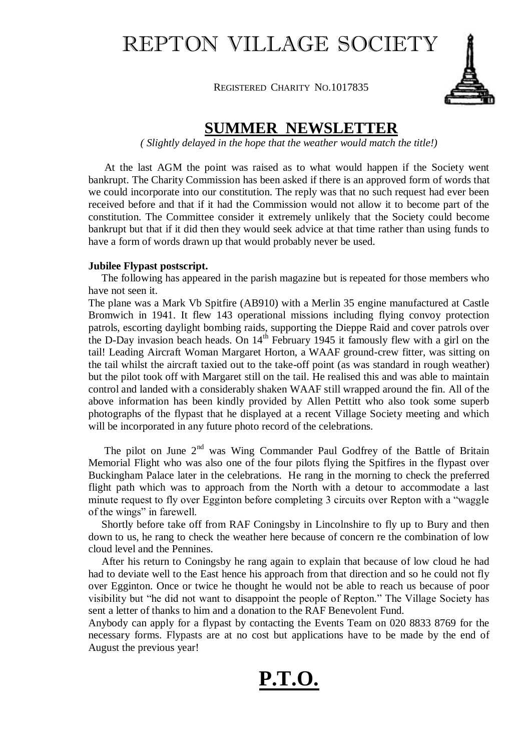# REPTON VILLAGE SOCIETY

REGISTERED CHARITY NO.1017835

## SUMMER NEWSLETTER

*( Slightly delayed in the hope that the weather would match the title!)*

At the last AGM the point was raised as to what would happen if the Society went bankrupt. The Charity Commission has been asked if there is an approved form of words that we could incorporate into our constitution. The reply was that no such request had ever been received before and that if it had the Commission would not allow it to become part of the constitution. The Committee consider it extremely unlikely that the Society could become bankrupt but that if it did then they would seek advice at that time rather than using funds to have a form of words drawn up that would probably never be used.

**Jubilee Flypast postscript.**

The following has appeared in the parish magazine but is repeated for those members who have not seen it.

The plane was a Mark Vb Spitfire (AB910) with a Merlin 35 engine manufactured at Castle Bromwich in 1941. It flew 143 operational missions including flying convoy protection patrols, escorting daylight bombing raids, supporting the Dieppe Raid and cover patrols over the D-Day invasion beach heads. On 14th February 1945 it famously flew with a girl on the tail! Leading Aircraft Woman Margaret Horton, a WAAF ground-crew fitter, was sitting on the tail whilst the aircraft taxied out to the take-off point (as was standard in rough weather) but the pilot took off with Margaret still on the tail. He realised this and was able to maintain control and landed with a considerably shaken WAAF still wrapped around the fin. All of the above information has been kindly provided by Allen Pettitt who also took some superb photographs of the flypast that he displayed at a recent Village Society meeting and which will be incorporated in any future photo record of the celebrations.

The pilot on June 2nd was Wing Commander Paul Godfrey of the Battle of Britain Memorial Flight who was also one of the four pilots flying the Spitfires in the flypast over Buckingham Palace later in the celebrations. He rang in the morning to check the preferred flight path which was to approach from the North with a detour to accommodate a last minute request to fly over Egginton before completing 3 circuits over Repton with a "waggle of the wings" in farewell.

Shortly before take off from RAF Coningsby in Lincolnshire to fly up to Bury and then down to us, he rang to check the weather here because of concern re the combination of low cloud level and the Pennines.

After his return to Coningsby he rang again to explain that because of low cloud he had had to deviate well to the East hence his approach from that direction and so he could not fly over Egginton. Once or twice he thought he would not be able to reach us because of poor visibility but "he did not want to disappoint the people of Repton." The Village Society has sent a letter of thanks to him and a donation to the RAF Benevolent Fund.

Anybody can apply for a flypast by contacting the Events Team on 020 8833 8769 for the necessary forms. Flypasts are at no cost but applications have to be made by the end of August the previous year!

# **P.T.O.**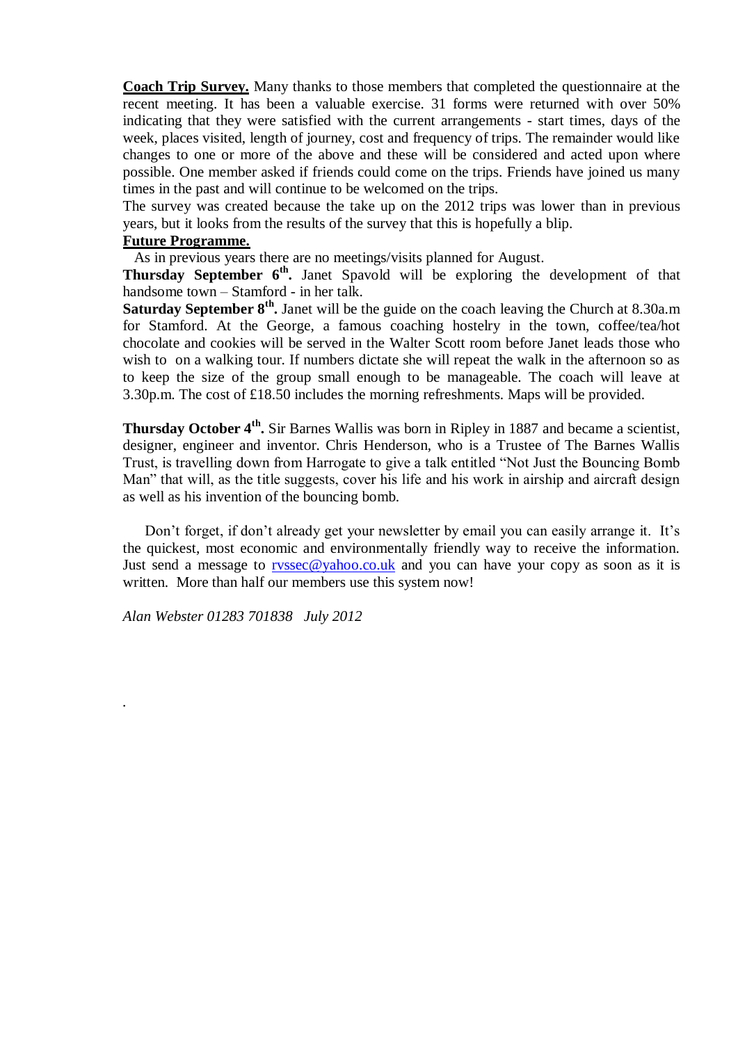**Coach Trip Survey.** Many thanks to those members that completed the questionnaire at the recent meeting. It has been a valuable exercise. 31 forms were returned with over 50% indicating that they were satisfied with the current arrangements - start times, days of the week, places visited, length of journey, cost and frequency of trips. The remainder would like changes to one or more of the above and these will be considered and acted upon where possible. One member asked if friends could come on the trips. Friends have joined us many times in the past and will continue to be welcomed on the trips.

The survey was created because the take up on the 2012 trips was lower than in previous years, but it looks from the results of the survey that this is hopefully a blip.

**Future Programme.**

As in previous years there are no meetings/visits planned for August.

**Thursday September 6th.** Janet Spavold will be exploring the development of that handsome town – Stamford - in her talk.

**Saturday September 8th.** Janet will be the guide on the coach leaving the Church at 8.30a.m for Stamford. At the George, a famous coaching hostelry in the town, coffee/tea/hot chocolate and cookies will be served in the Walter Scott room before Janet leads those who wish to on a walking tour. If numbers dictate she will repeat the walk in the afternoon so as to keep the size of the group small enough to be manageable. The coach will leave at 3.30p.m. The cost of £18.50 includes the morning refreshments. Maps will be provided.

**Thursday October 4th.** Sir Barnes Wallis was born in Ripley in 1887 and became a scientist, designer, engineer and inventor. Chris Henderson, who is a Trustee of The Barnes Wallis Trust, is travelling down from Harrogate to give a talk entitled "Not Just the Bouncing Bomb Man" that will, as the title suggests, cover his life and his work in airship and aircraft design as well as his invention of the bouncing bomb.

Don't forget, if don't already get your newsletter by email you can easily arrange it. It's the quickest, most economic and environmentally friendly way to receive the information. Just send a message to rvssec@yahoo.co.uk and you can have your copy as soon as it is written. More than half our members use this system now!

*Alan Webster 01283 701838 July 2012*